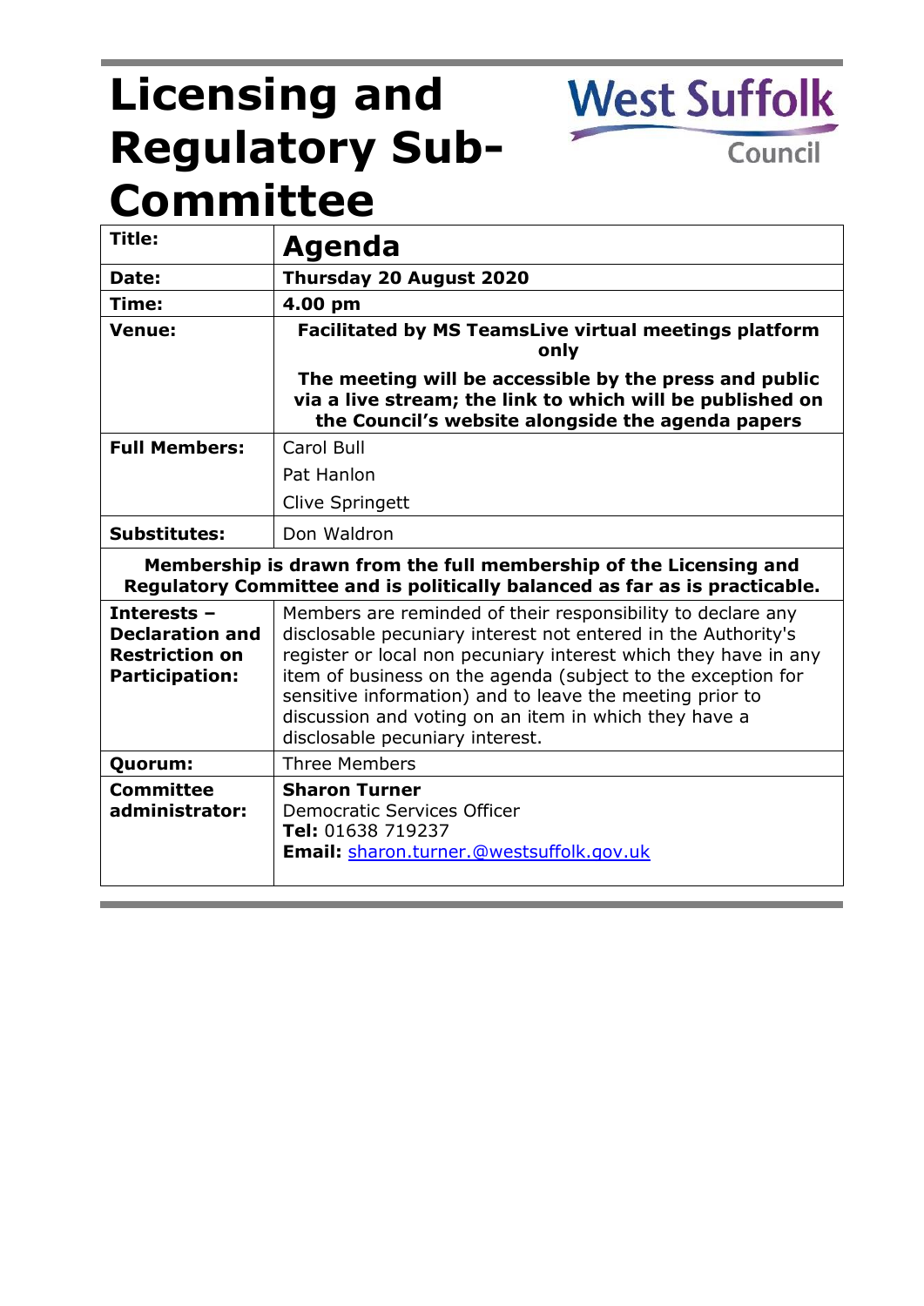# Licensing and Regulatory Sub-Committee

West Suffolk Council

| Title: | **Agenda** |
|---|---|
| **Date:** | **Thursday 20 August 2020** |
| **Time:** | **4.00 pm** |
| **Venue:** | **Facilitated by MS TeamsLive virtual meetings platform only** **The meeting will be accessible by the press and public via a live stream; the link to which will be published on the Council's website alongside the agenda papers** |
| **Full Members:** | Carol Bull<br>Pat Hanlon<br>Clive Springett |
| **Substitutes:** | Don Waldron |
| **Membership is drawn from the full membership of the Licensing and Regulatory Committee and is politically balanced as far as is practicable.** | |
| **Interests – Declaration and Restriction on Participation:** | Members are reminded of their responsibility to declare any disclosable pecuniary interest not entered in the Authority's register or local non pecuniary interest which they have in any item of business on the agenda (subject to the exception for sensitive information) and to leave the meeting prior to discussion and voting on an item in which they have a disclosable pecuniary interest. |
| **Quorum:** | Three Members |
| **Committee administrator:** | **Sharon Turner**<br>Democratic Services Officer<br>**Tel:** 01638 719237<br>**Email:** sharon.turner.@westsuffolk.gov.uk |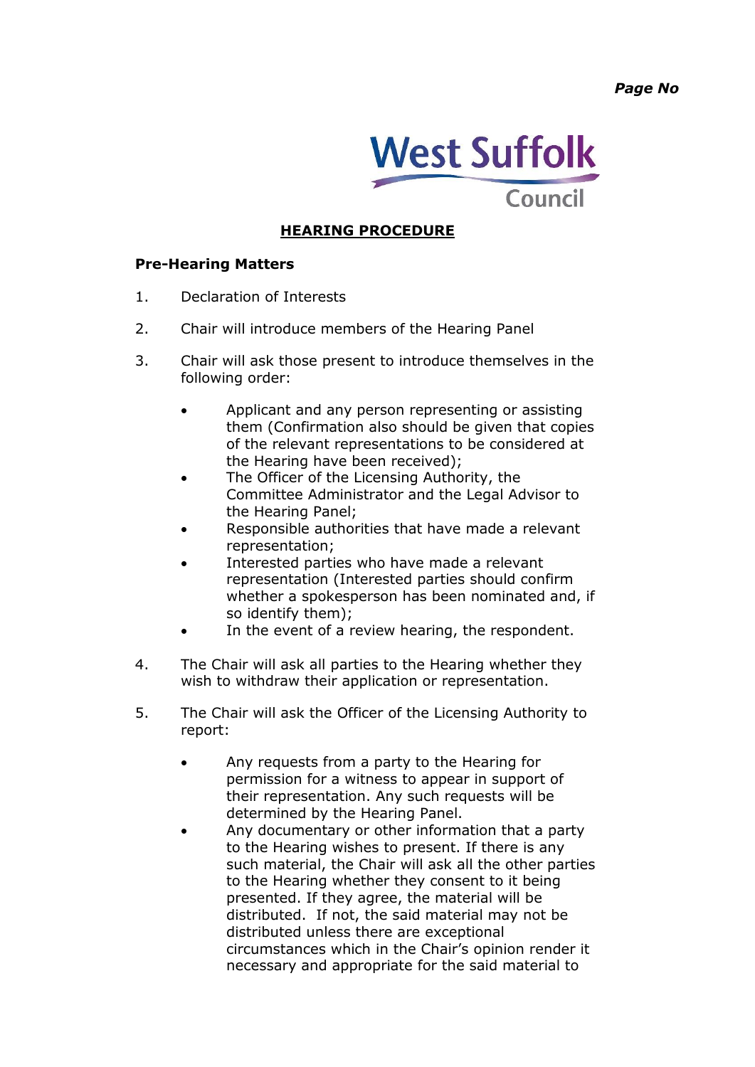# HEARING PROCEDURE

## Pre-Hearing Matters

1. Declaration of Interests

2. Chair will introduce members of the Hearing Panel

3. Chair will ask those present to introduce themselves in the following order:

   - Applicant and any person representing or assisting them (Confirmation also should be given that copies of the relevant representations to be considered at the Hearing have been received);
   - The Officer of the Licensing Authority, the Committee Administrator and the Legal Advisor to the Hearing Panel;
   - Responsible authorities that have made a relevant representation;
   - Interested parties who have made a relevant representation (Interested parties should confirm whether a spokesperson has been nominated and, if so identify them);
   - In the event of a review hearing, the respondent.

4. The Chair will ask all parties to the Hearing whether they wish to withdraw their application or representation.

5. The Chair will ask the Officer of the Licensing Authority to report:

   - Any requests from a party to the Hearing for permission for a witness to appear in support of their representation. Any such requests will be determined by the Hearing Panel.
   - Any documentary or other information that a party to the Hearing wishes to present. If there is any such material, the Chair will ask all the other parties to the Hearing whether they consent to it being presented. If they agree, the material will be distributed. If not, the said material may not be distributed unless there are exceptional circumstances which in the Chair's opinion render it necessary and appropriate for the said material to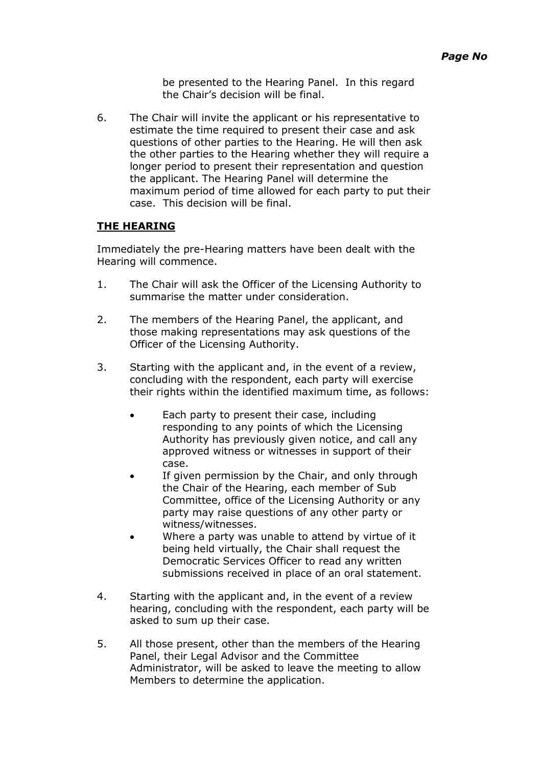be presented to the Hearing Panel. In this regard the Chair's decision will be final.

6. The Chair will invite the applicant or his representative to estimate the time required to present their case and ask questions of other parties to the Hearing. He will then ask the other parties to the Hearing whether they will require a longer period to present their representation and question the applicant. The Hearing Panel will determine the maximum period of time allowed for each party to put their case. This decision will be final.

**THE HEARING**

Immediately the pre-Hearing matters have been dealt with the Hearing will commence.

1. The Chair will ask the Officer of the Licensing Authority to summarise the matter under consideration.

2. The members of the Hearing Panel, the applicant, and those making representations may ask questions of the Officer of the Licensing Authority.

3. Starting with the applicant and, in the event of a review, concluding with the respondent, each party will exercise their rights within the identified maximum time, as follows:

   - Each party to present their case, including responding to any points of which the Licensing Authority has previously given notice, and call any approved witness or witnesses in support of their case.
   - If given permission by the Chair, and only through the Chair of the Hearing, each member of Sub Committee, office of the Licensing Authority or any party may raise questions of any other party or witness/witnesses.
   - Where a party was unable to attend by virtue of it being held virtually, the Chair shall request the Democratic Services Officer to read any written submissions received in place of an oral statement.

4. Starting with the applicant and, in the event of a review hearing, concluding with the respondent, each party will be asked to sum up their case.

5. All those present, other than the members of the Hearing Panel, their Legal Advisor and the Committee Administrator, will be asked to leave the meeting to allow Members to determine the application.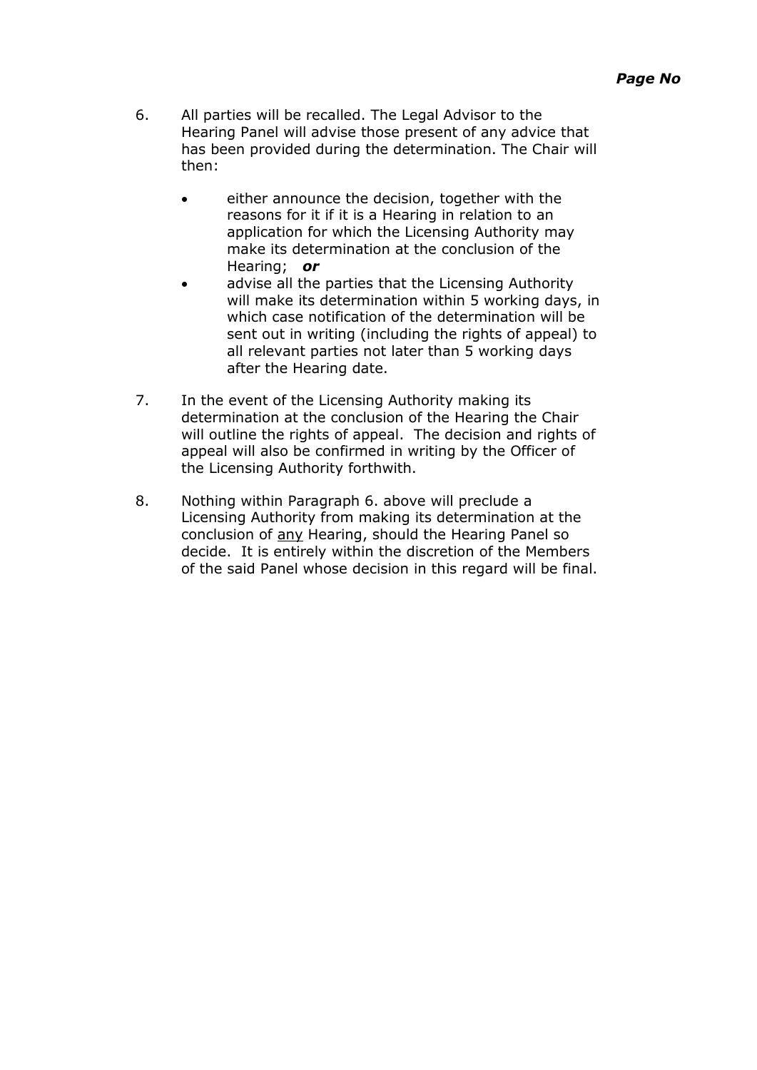6. All parties will be recalled. The Legal Advisor to the Hearing Panel will advise those present of any advice that has been provided during the determination. The Chair will then:

   - either announce the decision, together with the reasons for it if it is a Hearing in relation to an application for which the Licensing Authority may make its determination at the conclusion of the Hearing; ***or***
   - advise all the parties that the Licensing Authority will make its determination within 5 working days, in which case notification of the determination will be sent out in writing (including the rights of appeal) to all relevant parties not later than 5 working days after the Hearing date.

7. In the event of the Licensing Authority making its determination at the conclusion of the Hearing the Chair will outline the rights of appeal. The decision and rights of appeal will also be confirmed in writing by the Officer of the Licensing Authority forthwith.

8. Nothing within Paragraph 6. above will preclude a Licensing Authority from making its determination at the conclusion of <u>any</u> Hearing, should the Hearing Panel so decide. It is entirely within the discretion of the Members of the said Panel whose decision in this regard will be final.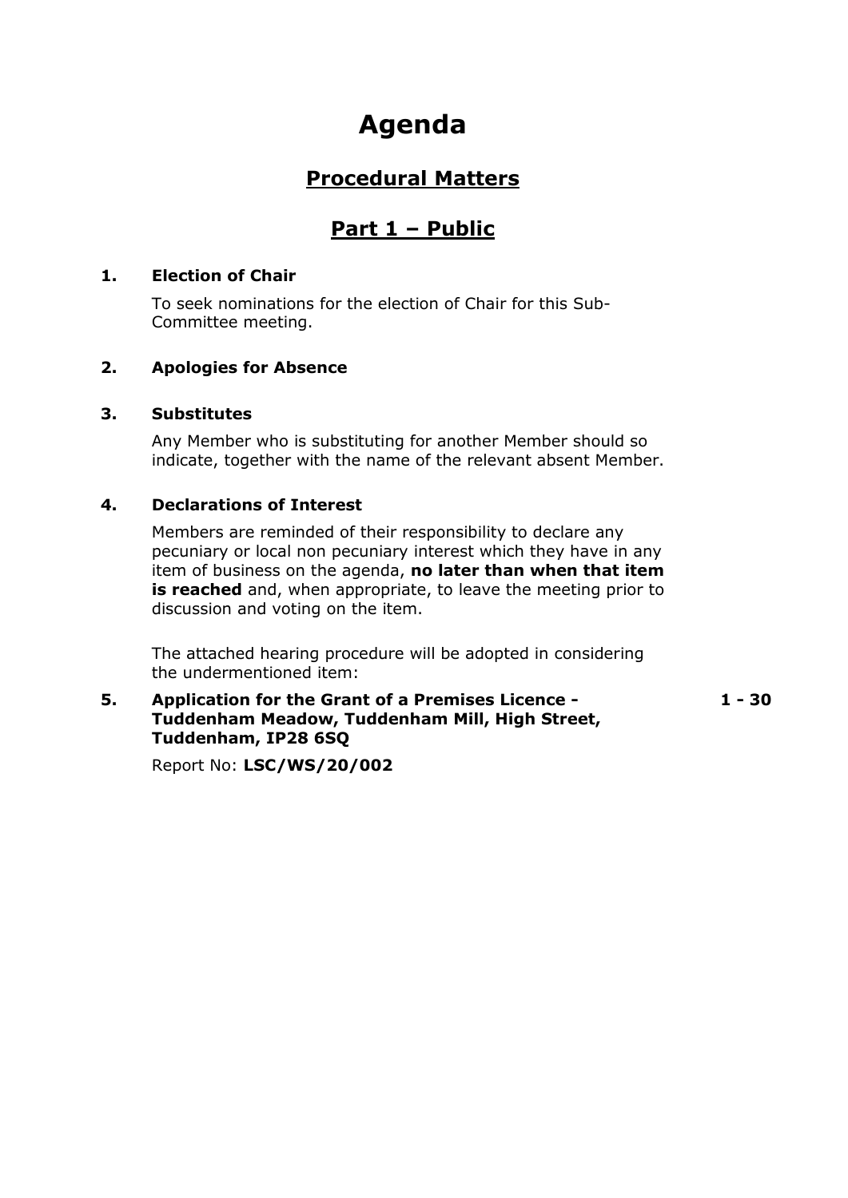# Agenda

## Procedural Matters

## Part 1 – Public

**1. Election of Chair**

To seek nominations for the election of Chair for this Sub-Committee meeting.

**2. Apologies for Absence**

**3. Substitutes**

Any Member who is substituting for another Member should so indicate, together with the name of the relevant absent Member.

**4. Declarations of Interest**

Members are reminded of their responsibility to declare any pecuniary or local non pecuniary interest which they have in any item of business on the agenda, **no later than when that item is reached** and, when appropriate, to leave the meeting prior to discussion and voting on the item.

The attached hearing procedure will be adopted in considering the undermentioned item:

**5. Application for the Grant of a Premises Licence - Tuddenham Meadow, Tuddenham Mill, High Street, Tuddenham, IP28 6SQ** **1 - 30**

Report No: **LSC/WS/20/002**